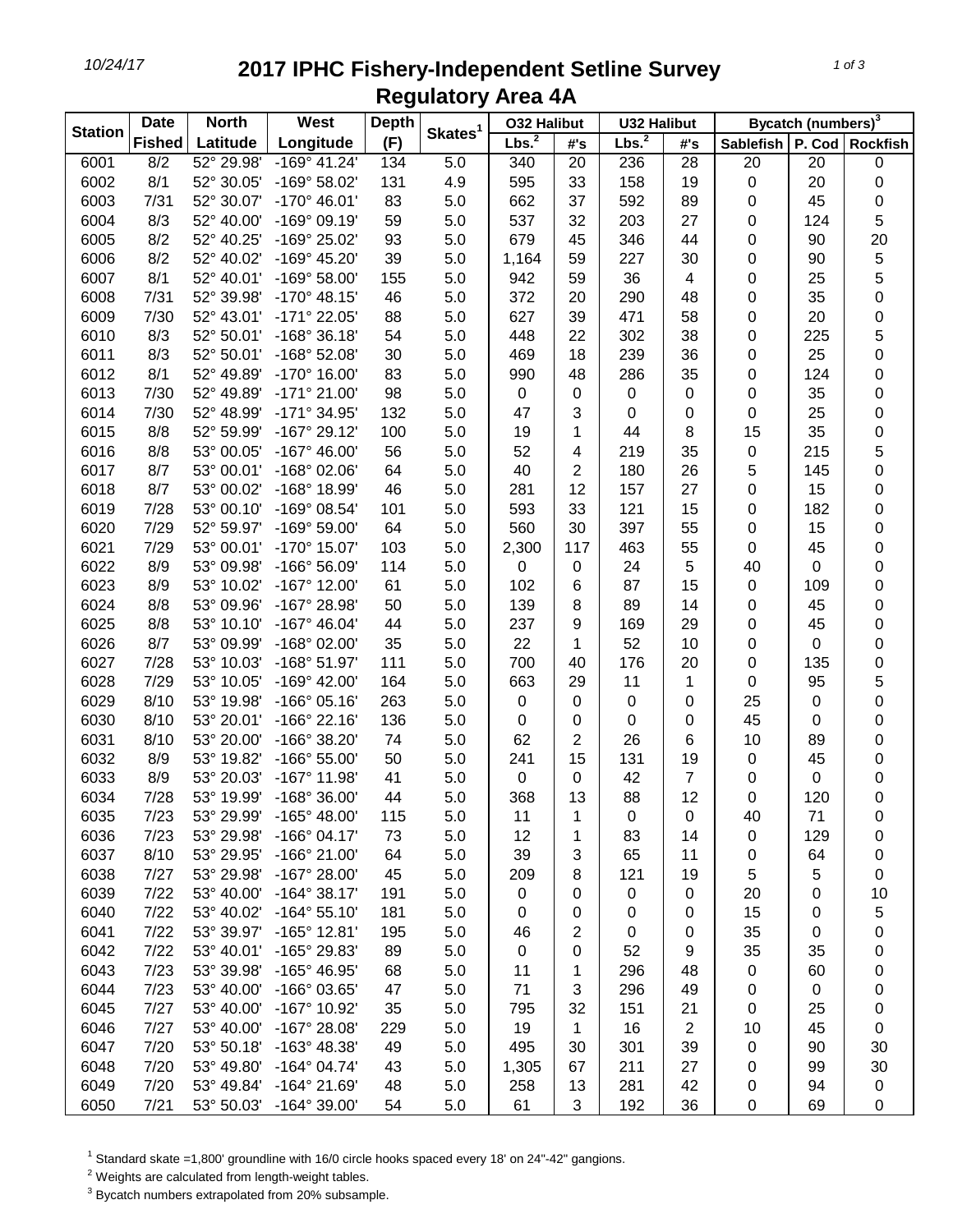# 2017 IPHC Fishery-Independent Setline Survey
## Regulatory Area 4A

| Station | Date | North | West | Depth | Skates[1] | O32 Halibut | | U32 Halibut | | Bycatch (numbers)[3] | | |
|---|---|---|---|---|---|---|---|---|---|---|---|---|
| | Fished | Latitude | Longitude | (F) | | Lbs.[2] | #'s | Lbs.[2] | #'s | Sablefish | P. Cod | Rockfish |
| 6001 | 8/2 | 52° 29.98' | -169° 41.24' | 134 | 5.0 | 340 | 20 | 236 | 28 | 20 | 20 | 0 |
| 6002 | 8/1 | 52° 30.05' | -169° 58.02' | 131 | 4.9 | 595 | 33 | 158 | 19 | 0 | 20 | 0 |
| 6003 | 7/31 | 52° 30.07' | -170° 46.01' | 83 | 5.0 | 662 | 37 | 592 | 89 | 0 | 45 | 0 |
| 6004 | 8/3 | 52° 40.00' | -169° 09.19' | 59 | 5.0 | 537 | 32 | 203 | 27 | 0 | 124 | 5 |
| 6005 | 8/2 | 52° 40.25' | -169° 25.02' | 93 | 5.0 | 679 | 45 | 346 | 44 | 0 | 90 | 20 |
| 6006 | 8/2 | 52° 40.02' | -169° 45.20' | 39 | 5.0 | 1,164 | 59 | 227 | 30 | 0 | 90 | 5 |
| 6007 | 8/1 | 52° 40.01' | -169° 58.00' | 155 | 5.0 | 942 | 59 | 36 | 4 | 0 | 25 | 5 |
| 6008 | 7/31 | 52° 39.98' | -170° 48.15' | 46 | 5.0 | 372 | 20 | 290 | 48 | 0 | 35 | 0 |
| 6009 | 7/30 | 52° 43.01' | -171° 22.05' | 88 | 5.0 | 627 | 39 | 471 | 58 | 0 | 20 | 0 |
| 6010 | 8/3 | 52° 50.01' | -168° 36.18' | 54 | 5.0 | 448 | 22 | 302 | 38 | 0 | 225 | 5 |
| 6011 | 8/3 | 52° 50.01' | -168° 52.08' | 30 | 5.0 | 469 | 18 | 239 | 36 | 0 | 25 | 0 |
| 6012 | 8/1 | 52° 49.89' | -170° 16.00' | 83 | 5.0 | 990 | 48 | 286 | 35 | 0 | 124 | 0 |
| 6013 | 7/30 | 52° 49.89' | -171° 21.00' | 98 | 5.0 | 0 | 0 | 0 | 0 | 0 | 35 | 0 |
| 6014 | 7/30 | 52° 48.99' | -171° 34.95' | 132 | 5.0 | 47 | 3 | 0 | 0 | 0 | 25 | 0 |
| 6015 | 8/8 | 52° 59.99' | -167° 29.12' | 100 | 5.0 | 19 | 1 | 44 | 8 | 15 | 35 | 0 |
| 6016 | 8/8 | 53° 00.05' | -167° 46.00' | 56 | 5.0 | 52 | 4 | 219 | 35 | 0 | 215 | 5 |
| 6017 | 8/7 | 53° 00.01' | -168° 02.06' | 64 | 5.0 | 40 | 2 | 180 | 26 | 5 | 145 | 0 |
| 6018 | 8/7 | 53° 00.02' | -168° 18.99' | 46 | 5.0 | 281 | 12 | 157 | 27 | 0 | 15 | 0 |
| 6019 | 7/28 | 53° 00.10' | -169° 08.54' | 101 | 5.0 | 593 | 33 | 121 | 15 | 0 | 182 | 0 |
| 6020 | 7/29 | 52° 59.97' | -169° 59.00' | 64 | 5.0 | 560 | 30 | 397 | 55 | 0 | 15 | 0 |
| 6021 | 7/29 | 53° 00.01' | -170° 15.07' | 103 | 5.0 | 2,300 | 117 | 463 | 55 | 0 | 45 | 0 |
| 6022 | 8/9 | 53° 09.98' | -166° 56.09' | 114 | 5.0 | 0 | 0 | 24 | 5 | 40 | 0 | 0 |
| 6023 | 8/9 | 53° 10.02' | -167° 12.00' | 61 | 5.0 | 102 | 6 | 87 | 15 | 0 | 109 | 0 |
| 6024 | 8/8 | 53° 09.96' | -167° 28.98' | 50 | 5.0 | 139 | 8 | 89 | 14 | 0 | 45 | 0 |
| 6025 | 8/8 | 53° 10.10' | -167° 46.04' | 44 | 5.0 | 237 | 9 | 169 | 29 | 0 | 45 | 0 |
| 6026 | 8/7 | 53° 09.99' | -168° 02.00' | 35 | 5.0 | 22 | 1 | 52 | 10 | 0 | 0 | 0 |
| 6027 | 7/28 | 53° 10.03' | -168° 51.97' | 111 | 5.0 | 700 | 40 | 176 | 20 | 0 | 135 | 0 |
| 6028 | 7/29 | 53° 10.05' | -169° 42.00' | 164 | 5.0 | 663 | 29 | 11 | 1 | 0 | 95 | 5 |
| 6029 | 8/10 | 53° 19.98' | -166° 05.16' | 263 | 5.0 | 0 | 0 | 0 | 0 | 25 | 0 | 0 |
| 6030 | 8/10 | 53° 20.01' | -166° 22.16' | 136 | 5.0 | 0 | 0 | 0 | 0 | 45 | 0 | 0 |
| 6031 | 8/10 | 53° 20.00' | -166° 38.20' | 74 | 5.0 | 62 | 2 | 26 | 6 | 10 | 89 | 0 |
| 6032 | 8/9 | 53° 19.82' | -166° 55.00' | 50 | 5.0 | 241 | 15 | 131 | 19 | 0 | 45 | 0 |
| 6033 | 8/9 | 53° 20.03' | -167° 11.98' | 41 | 5.0 | 0 | 0 | 42 | 7 | 0 | 0 | 0 |
| 6034 | 7/28 | 53° 19.99' | -168° 36.00' | 44 | 5.0 | 368 | 13 | 88 | 12 | 0 | 120 | 0 |
| 6035 | 7/23 | 53° 29.99' | -165° 48.00' | 115 | 5.0 | 11 | 1 | 0 | 0 | 40 | 71 | 0 |
| 6036 | 7/23 | 53° 29.98' | -166° 04.17' | 73 | 5.0 | 12 | 1 | 83 | 14 | 0 | 129 | 0 |
| 6037 | 8/10 | 53° 29.95' | -166° 21.00' | 64 | 5.0 | 39 | 3 | 65 | 11 | 0 | 64 | 0 |
| 6038 | 7/27 | 53° 29.98' | -167° 28.00' | 45 | 5.0 | 209 | 8 | 121 | 19 | 5 | 5 | 0 |
| 6039 | 7/22 | 53° 40.00' | -164° 38.17' | 191 | 5.0 | 0 | 0 | 0 | 0 | 20 | 0 | 10 |
| 6040 | 7/22 | 53° 40.02' | -164° 55.10' | 181 | 5.0 | 0 | 0 | 0 | 0 | 15 | 0 | 5 |
| 6041 | 7/22 | 53° 39.97' | -165° 12.81' | 195 | 5.0 | 46 | 2 | 0 | 0 | 35 | 0 | 0 |
| 6042 | 7/22 | 53° 40.01' | -165° 29.83' | 89 | 5.0 | 0 | 0 | 52 | 9 | 35 | 35 | 0 |
| 6043 | 7/23 | 53° 39.98' | -165° 46.95' | 68 | 5.0 | 11 | 1 | 296 | 48 | 0 | 60 | 0 |
| 6044 | 7/23 | 53° 40.00' | -166° 03.65' | 47 | 5.0 | 71 | 3 | 296 | 49 | 0 | 0 | 0 |
| 6045 | 7/27 | 53° 40.00' | -167° 10.92' | 35 | 5.0 | 795 | 32 | 151 | 21 | 0 | 25 | 0 |
| 6046 | 7/27 | 53° 40.00' | -167° 28.08' | 229 | 5.0 | 19 | 1 | 16 | 2 | 10 | 45 | 0 |
| 6047 | 7/20 | 53° 50.18' | -163° 48.38' | 49 | 5.0 | 495 | 30 | 301 | 39 | 0 | 90 | 30 |
| 6048 | 7/20 | 53° 49.80' | -164° 04.74' | 43 | 5.0 | 1,305 | 67 | 211 | 27 | 0 | 99 | 30 |
| 6049 | 7/20 | 53° 49.84' | -164° 21.69' | 48 | 5.0 | 258 | 13 | 281 | 42 | 0 | 94 | 0 |
| 6050 | 7/21 | 53° 50.03' | -164° 39.00' | 54 | 5.0 | 61 | 3 | 192 | 36 | 0 | 69 | 0 |

[1] Standard skate =1,800' groundline with 16/0 circle hooks spaced every 18' on 24"-42" gangions.

[2] Weights are calculated from length-weight tables.

[3] Bycatch numbers extrapolated from 20% subsample.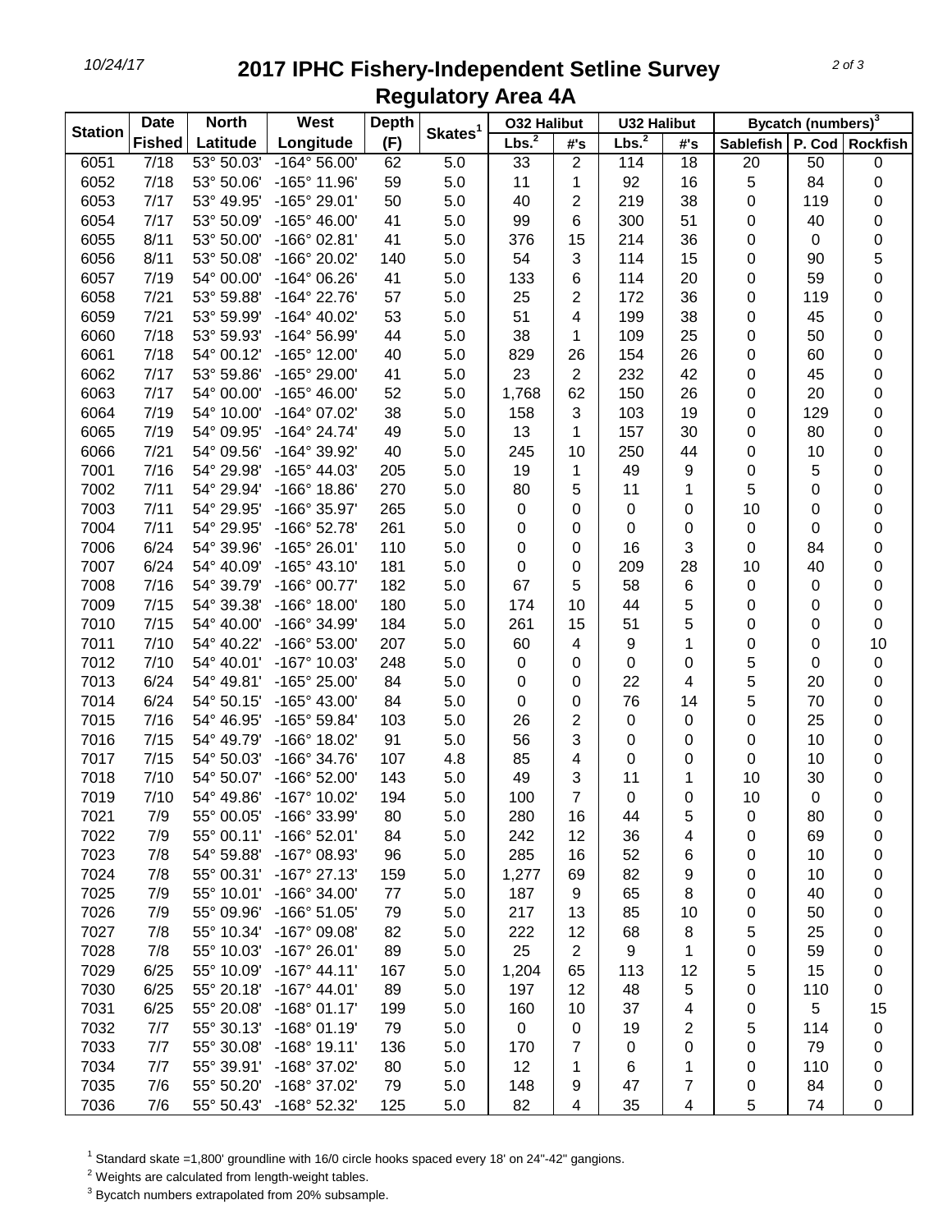# 2017 IPHC Fishery-Independent Setline Survey

## Regulatory Area 4A

| Station | Date Fished | North Latitude | West Longitude | Depth (F) | Skates[1] | O32 Halibut | | U32 Halibut | | Bycatch (numbers)[3] | | |
|---|---|---|---|---|---|---|---|---|---|---|---|---|
| | | | | | | Lbs.[2] | #'s | Lbs.[2] | #'s | Sablefish | P. Cod | Rockfish |
| 6051 | 7/18 | 53° 50.03' | -164° 56.00' | 62 | 5.0 | 33 | 2 | 114 | 18 | 20 | 50 | 0 |
| 6052 | 7/18 | 53° 50.06' | -165° 11.96' | 59 | 5.0 | 11 | 1 | 92 | 16 | 5 | 84 | 0 |
| 6053 | 7/17 | 53° 49.95' | -165° 29.01' | 50 | 5.0 | 40 | 2 | 219 | 38 | 0 | 119 | 0 |
| 6054 | 7/17 | 53° 50.09' | -165° 46.00' | 41 | 5.0 | 99 | 6 | 300 | 51 | 0 | 40 | 0 |
| 6055 | 8/11 | 53° 50.00' | -166° 02.81' | 41 | 5.0 | 376 | 15 | 214 | 36 | 0 | 0 | 0 |
| 6056 | 8/11 | 53° 50.08' | -166° 20.02' | 140 | 5.0 | 54 | 3 | 114 | 15 | 0 | 90 | 5 |
| 6057 | 7/19 | 54° 00.00' | -164° 06.26' | 41 | 5.0 | 133 | 6 | 114 | 20 | 0 | 59 | 0 |
| 6058 | 7/21 | 53° 59.88' | -164° 22.76' | 57 | 5.0 | 25 | 2 | 172 | 36 | 0 | 119 | 0 |
| 6059 | 7/21 | 53° 59.99' | -164° 40.02' | 53 | 5.0 | 51 | 4 | 199 | 38 | 0 | 45 | 0 |
| 6060 | 7/18 | 53° 59.93' | -164° 56.99' | 44 | 5.0 | 38 | 1 | 109 | 25 | 0 | 50 | 0 |
| 6061 | 7/18 | 54° 00.12' | -165° 12.00' | 40 | 5.0 | 829 | 26 | 154 | 26 | 0 | 60 | 0 |
| 6062 | 7/17 | 53° 59.86' | -165° 29.00' | 41 | 5.0 | 23 | 2 | 232 | 42 | 0 | 45 | 0 |
| 6063 | 7/17 | 54° 00.00' | -165° 46.00' | 52 | 5.0 | 1,768 | 62 | 150 | 26 | 0 | 20 | 0 |
| 6064 | 7/19 | 54° 10.00' | -164° 07.02' | 38 | 5.0 | 158 | 3 | 103 | 19 | 0 | 129 | 0 |
| 6065 | 7/19 | 54° 09.95' | -164° 24.74' | 49 | 5.0 | 13 | 1 | 157 | 30 | 0 | 80 | 0 |
| 6066 | 7/21 | 54° 09.56' | -164° 39.92' | 40 | 5.0 | 245 | 10 | 250 | 44 | 0 | 10 | 0 |
| 7001 | 7/16 | 54° 29.98' | -165° 44.03' | 205 | 5.0 | 19 | 1 | 49 | 9 | 0 | 5 | 0 |
| 7002 | 7/11 | 54° 29.94' | -166° 18.86' | 270 | 5.0 | 80 | 5 | 11 | 1 | 5 | 0 | 0 |
| 7003 | 7/11 | 54° 29.95' | -166° 35.97' | 265 | 5.0 | 0 | 0 | 0 | 0 | 10 | 0 | 0 |
| 7004 | 7/11 | 54° 29.95' | -166° 52.78' | 261 | 5.0 | 0 | 0 | 0 | 0 | 0 | 0 | 0 |
| 7006 | 6/24 | 54° 39.96' | -165° 26.01' | 110 | 5.0 | 0 | 0 | 16 | 3 | 0 | 84 | 0 |
| 7007 | 6/24 | 54° 40.09' | -165° 43.10' | 181 | 5.0 | 0 | 0 | 209 | 28 | 10 | 40 | 0 |
| 7008 | 7/16 | 54° 39.79' | -166° 00.77' | 182 | 5.0 | 67 | 5 | 58 | 6 | 0 | 0 | 0 |
| 7009 | 7/15 | 54° 39.38' | -166° 18.00' | 180 | 5.0 | 174 | 10 | 44 | 5 | 0 | 0 | 0 |
| 7010 | 7/15 | 54° 40.00' | -166° 34.99' | 184 | 5.0 | 261 | 15 | 51 | 5 | 0 | 0 | 0 |
| 7011 | 7/10 | 54° 40.22' | -166° 53.00' | 207 | 5.0 | 60 | 4 | 9 | 1 | 0 | 0 | 10 |
| 7012 | 7/10 | 54° 40.01' | -167° 10.03' | 248 | 5.0 | 0 | 0 | 0 | 0 | 5 | 0 | 0 |
| 7013 | 6/24 | 54° 49.81' | -165° 25.00' | 84 | 5.0 | 0 | 0 | 22 | 4 | 5 | 20 | 0 |
| 7014 | 6/24 | 54° 50.15' | -165° 43.00' | 84 | 5.0 | 0 | 0 | 76 | 14 | 5 | 70 | 0 |
| 7015 | 7/16 | 54° 46.95' | -165° 59.84' | 103 | 5.0 | 26 | 2 | 0 | 0 | 0 | 25 | 0 |
| 7016 | 7/15 | 54° 49.79' | -166° 18.02' | 91 | 5.0 | 56 | 3 | 0 | 0 | 0 | 10 | 0 |
| 7017 | 7/15 | 54° 50.03' | -166° 34.76' | 107 | 4.8 | 85 | 4 | 0 | 0 | 0 | 10 | 0 |
| 7018 | 7/10 | 54° 50.07' | -166° 52.00' | 143 | 5.0 | 49 | 3 | 11 | 1 | 10 | 30 | 0 |
| 7019 | 7/10 | 54° 49.86' | -167° 10.02' | 194 | 5.0 | 100 | 7 | 0 | 0 | 10 | 0 | 0 |
| 7021 | 7/9 | 55° 00.05' | -166° 33.99' | 80 | 5.0 | 280 | 16 | 44 | 5 | 0 | 80 | 0 |
| 7022 | 7/9 | 55° 00.11' | -166° 52.01' | 84 | 5.0 | 242 | 12 | 36 | 4 | 0 | 69 | 0 |
| 7023 | 7/8 | 54° 59.88' | -167° 08.93' | 96 | 5.0 | 285 | 16 | 52 | 6 | 0 | 10 | 0 |
| 7024 | 7/8 | 55° 00.31' | -167° 27.13' | 159 | 5.0 | 1,277 | 69 | 82 | 9 | 0 | 10 | 0 |
| 7025 | 7/9 | 55° 10.01' | -166° 34.00' | 77 | 5.0 | 187 | 9 | 65 | 8 | 0 | 40 | 0 |
| 7026 | 7/9 | 55° 09.96' | -166° 51.05' | 79 | 5.0 | 217 | 13 | 85 | 10 | 0 | 50 | 0 |
| 7027 | 7/8 | 55° 10.34' | -167° 09.08' | 82 | 5.0 | 222 | 12 | 68 | 8 | 5 | 25 | 0 |
| 7028 | 7/8 | 55° 10.03' | -167° 26.01' | 89 | 5.0 | 25 | 2 | 9 | 1 | 0 | 59 | 0 |
| 7029 | 6/25 | 55° 10.09' | -167° 44.11' | 167 | 5.0 | 1,204 | 65 | 113 | 12 | 5 | 15 | 0 |
| 7030 | 6/25 | 55° 20.18' | -167° 44.01' | 89 | 5.0 | 197 | 12 | 48 | 5 | 0 | 110 | 0 |
| 7031 | 6/25 | 55° 20.08' | -168° 01.17' | 199 | 5.0 | 160 | 10 | 37 | 4 | 0 | 5 | 15 |
| 7032 | 7/7 | 55° 30.13' | -168° 01.19' | 79 | 5.0 | 0 | 0 | 19 | 2 | 5 | 114 | 0 |
| 7033 | 7/7 | 55° 30.08' | -168° 19.11' | 136 | 5.0 | 170 | 7 | 0 | 0 | 0 | 79 | 0 |
| 7034 | 7/7 | 55° 39.91' | -168° 37.02' | 80 | 5.0 | 12 | 1 | 6 | 1 | 0 | 110 | 0 |
| 7035 | 7/6 | 55° 50.20' | -168° 37.02' | 79 | 5.0 | 148 | 9 | 47 | 7 | 0 | 84 | 0 |
| 7036 | 7/6 | 55° 50.43' | -168° 52.32' | 125 | 5.0 | 82 | 4 | 35 | 4 | 5 | 74 | 0 |

[1] Standard skate =1,800' groundline with 16/0 circle hooks spaced every 18' on 24"-42" gangions.

[2] Weights are calculated from length-weight tables.

[3] Bycatch numbers extrapolated from 20% subsample.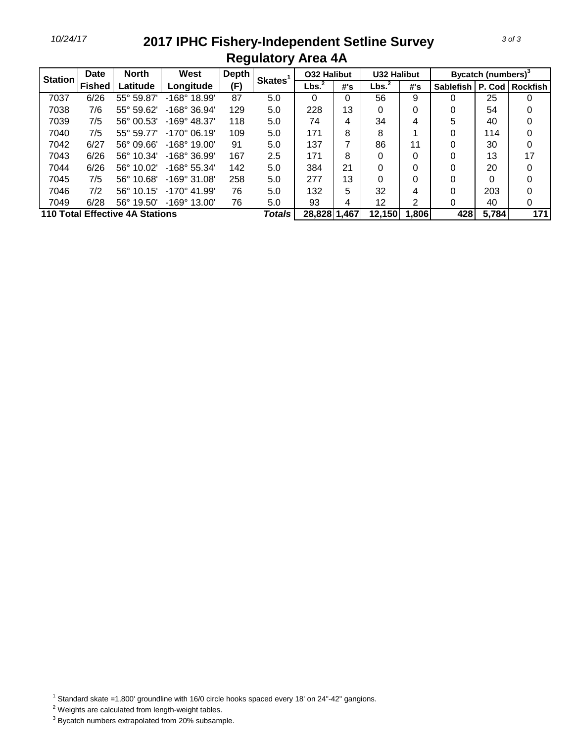# 2017 IPHC Fishery-Independent Setline Survey
## Regulatory Area 4A

| Station | Date Fished | North Latitude | West Longitude | Depth (F) | Skates[1] | O32 Halibut | | U32 Halibut | | Bycatch (numbers)[3] | | |
|---|---|---|---|---|---|---|---|---|---|---|---|---|
| | | | | | | Lbs.[2] | #'s | Lbs.[2] | #'s | Sablefish | P. Cod | Rockfish |
| 7037 | 6/26 | 55° 59.87' | -168° 18.99' | 87 | 5.0 | 0 | 0 | 56 | 9 | 0 | 25 | 0 |
| 7038 | 7/6 | 55° 59.62' | -168° 36.94' | 129 | 5.0 | 228 | 13 | 0 | 0 | 0 | 54 | 0 |
| 7039 | 7/5 | 56° 00.53' | -169° 48.37' | 118 | 5.0 | 74 | 4 | 34 | 4 | 5 | 40 | 0 |
| 7040 | 7/5 | 55° 59.77' | -170° 06.19' | 109 | 5.0 | 171 | 8 | 8 | 1 | 0 | 114 | 0 |
| 7042 | 6/27 | 56° 09.66' | -168° 19.00' | 91 | 5.0 | 137 | 7 | 86 | 11 | 0 | 30 | 0 |
| 7043 | 6/26 | 56° 10.34' | -168° 36.99' | 167 | 2.5 | 171 | 8 | 0 | 0 | 0 | 13 | 17 |
| 7044 | 6/26 | 56° 10.02' | -168° 55.34' | 142 | 5.0 | 384 | 21 | 0 | 0 | 0 | 20 | 0 |
| 7045 | 7/5 | 56° 10.68' | -169° 31.08' | 258 | 5.0 | 277 | 13 | 0 | 0 | 0 | 0 | 0 |
| 7046 | 7/2 | 56° 10.15' | -170° 41.99' | 76 | 5.0 | 132 | 5 | 32 | 4 | 0 | 203 | 0 |
| 7049 | 6/28 | 56° 19.50' | -169° 13.00' | 76 | 5.0 | 93 | 4 | 12 | 2 | 0 | 40 | 0 |
| **110 Total Effective 4A Stations** | | | | | ***Totals*** | **28,828** | **1,467** | **12,150** | **1,806** | **428** | **5,784** | **171** |

[1] Standard skate =1,800' groundline with 16/0 circle hooks spaced every 18' on 24"-42" gangions.

[2] Weights are calculated from length-weight tables.

[3] Bycatch numbers extrapolated from 20% subsample.